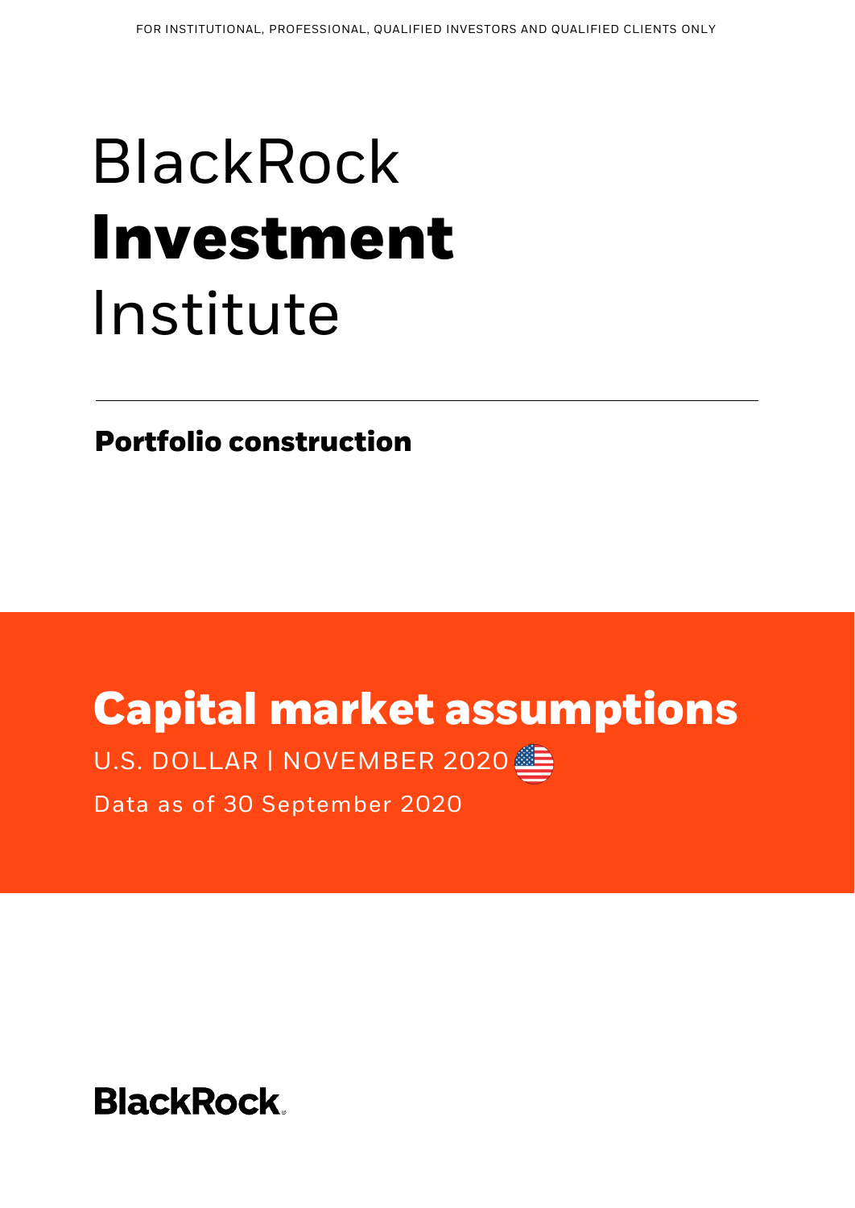FOR INSTITUTIONAL, PROFESSIONAL, QUALIFIED INVESTORS AND QUALIFIED CLIENTS ONLY

# BlackRock **Investment** Institute

---

**Portfolio construction**

# Capital market assumptions

U.S. DOLLAR | NOVEMBER 2020

Data as of 30 September 2020

BlackRock.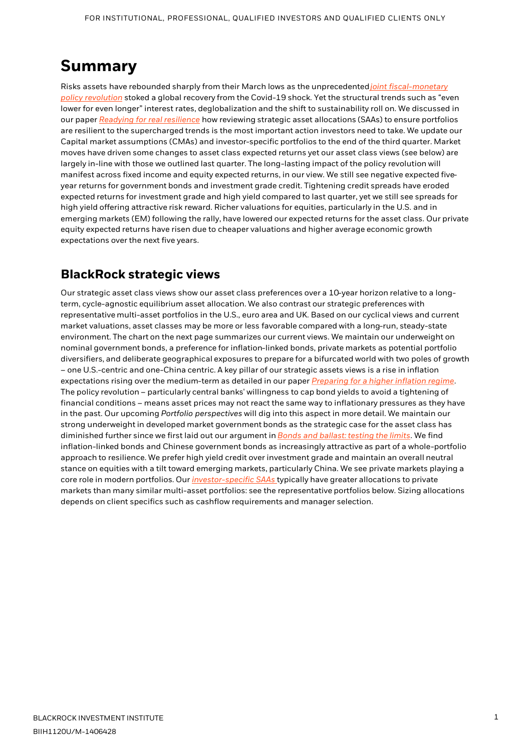# Summary

Risks assets have rebounded sharply from their March lows as the unprecedented *joint fiscal-monetary policy revolution* stoked a global recovery from the Covid-19 shock. Yet the structural trends such as "even lower for even longer" interest rates, deglobalization and the shift to sustainability roll on. We discussed in our paper *Readying for real resilience* how reviewing strategic asset allocations (SAAs) to ensure portfolios are resilient to the supercharged trends is the most important action investors need to take. We update our Capital market assumptions (CMAs) and investor-specific portfolios to the end of the third quarter. Market moves have driven some changes to asset class expected returns yet our asset class views (see below) are largely in-line with those we outlined last quarter. The long-lasting impact of the policy revolution will manifest across fixed income and equity expected returns, in our view. We still see negative expected five-year returns for government bonds and investment grade credit. Tightening credit spreads have eroded expected returns for investment grade and high yield compared to last quarter, yet we still see spreads for high yield offering attractive risk reward. Richer valuations for equities, particularly in the U.S. and in emerging markets (EM) following the rally, have lowered our expected returns for the asset class. Our private equity expected returns have risen due to cheaper valuations and higher average economic growth expectations over the next five years.

## BlackRock strategic views

Our strategic asset class views show our asset class preferences over a 10-year horizon relative to a long-term, cycle-agnostic equilibrium asset allocation. We also contrast our strategic preferences with representative multi-asset portfolios in the U.S., euro area and UK. Based on our cyclical views and current market valuations, asset classes may be more or less favorable compared with a long-run, steady-state environment. The chart on the next page summarizes our current views. We maintain our underweight on nominal government bonds, a preference for inflation-linked bonds, private markets as potential portfolio diversifiers, and deliberate geographical exposures to prepare for a bifurcated world with two poles of growth – one U.S.-centric and one-China centric. A key pillar of our strategic assets views is a rise in inflation expectations rising over the medium-term as detailed in our paper *Preparing for a higher inflation regime*. The policy revolution – particularly central banks' willingness to cap bond yields to avoid a tightening of financial conditions – means asset prices may not react the same way to inflationary pressures as they have in the past. Our upcoming *Portfolio perspectives* will dig into this aspect in more detail. We maintain our strong underweight in developed market government bonds as the strategic case for the asset class has diminished further since we first laid out our argument in *Bonds and ballast: testing the limits*. We find inflation-linked bonds and Chinese government bonds as increasingly attractive as part of a whole-portfolio approach to resilience. We prefer high yield credit over investment grade and maintain an overall neutral stance on equities with a tilt toward emerging markets, particularly China. We see private markets playing a core role in modern portfolios. Our *investor-specific SAAs* typically have greater allocations to private markets than many similar multi-asset portfolios: see the representative portfolios below. Sizing allocations depends on client specifics such as cashflow requirements and manager selection.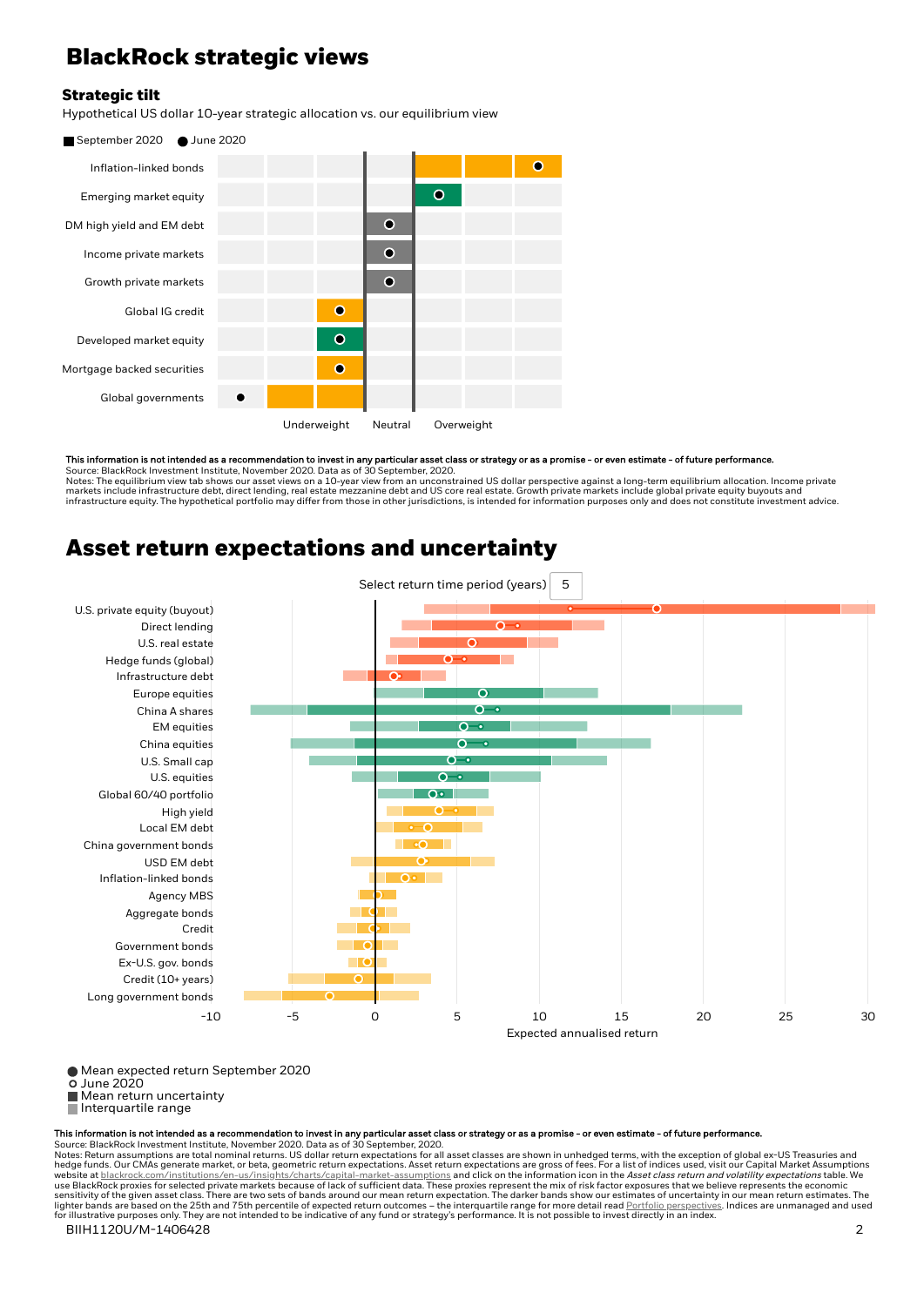# BlackRock strategic views

### Strategic tilt

Hypothetical US dollar 10-year strategic allocation vs. our equilibrium view

September 2020 ● June 2020

| Asset class | Underweight | Neutral | Overweight |
|---|---|---|---|
| Inflation-linked bonds | | | ● |
| Emerging market equity | | | ● |
| DM high yield and EM debt | | ● | |
| Income private markets | | ● | |
| Growth private markets | | ● | |
| Global IG credit | ● | | |
| Developed market equity | ● | | |
| Mortgage backed securities | ● | | |
| Global governments | ● | | |

**This information is not intended as a recommendation to invest in any particular asset class or strategy or as a promise – or even estimate – of future performance.**
Source: BlackRock Investment Institute, November 2020. Data as of 30 September, 2020.
Notes: The equilibrium view tab shows our asset views on a 10-year view from an unconstrained US dollar perspective against a long-term equilibrium allocation. Income private markets include infrastructure debt, direct lending, real estate mezzanine debt and US core real estate. Growth private markets include global private equity buyouts and infrastructure equity. The hypothetical portfolio may differ from those in other jurisdictions, is intended for information purposes only and does not constitute investment advice.

# Asset return expectations and uncertainty

Select return time period (years) 5

Asset classes shown (top to bottom): U.S. private equity (buyout), Direct lending, U.S. real estate, Hedge funds (global), Infrastructure debt, Europe equities, China A shares, EM equities, China equities, U.S. Small cap, U.S. equities, Global 60/40 portfolio, High yield, Local EM debt, China government bonds, USD EM debt, Inflation-linked bonds, Agency MBS, Aggregate bonds, Credit, Government bonds, Ex-U.S. gov. bonds, Credit (10+ years), Long government bonds

Expected annualised return (axis: -10, -5, 0, 5, 10, 15, 20, 25, 30)

● Mean expected return September 2020
○ June 2020
■ Mean return uncertainty
■ Interquartile range

**This information is not intended as a recommendation to invest in any particular asset class or strategy or as a promise – or even estimate – of future performance.**
Source: BlackRock Investment Institute, November 2020. Data as of 30 September, 2020.
Notes: Return assumptions are total nominal returns. US dollar return expectations for all asset classes are shown in unhedged terms, with the exception of global ex-US Treasuries and hedge funds. Our CMAs generate market, or beta, geometric return expectations. Asset return expectations are gross of fees. For a list of indices used, visit our Capital Market Assumptions website at blackrock.com/institutions/en-us/insights/charts/capital-market-assumptions and click on the information icon in the *Asset class return and volatility expectations* table. We use BlackRock proxies for selected private markets because of lack of sufficient data. These proxies represent the mix of risk factor exposures that we believe represents the economic sensitivity of the given asset class. There are two sets of bands around our mean return expectation. The darker bands show our estimates of uncertainty in our mean return estimates. The lighter bands are based on the 25th and 75th percentile of expected return outcomes – the interquartile range for more detail read Portfolio perspectives. Indices are unmanaged and used for illustrative purposes only. They are not intended to be indicative of any fund or strategy's performance. It is not possible to invest directly in an index.

BIIH1120U/M-1406428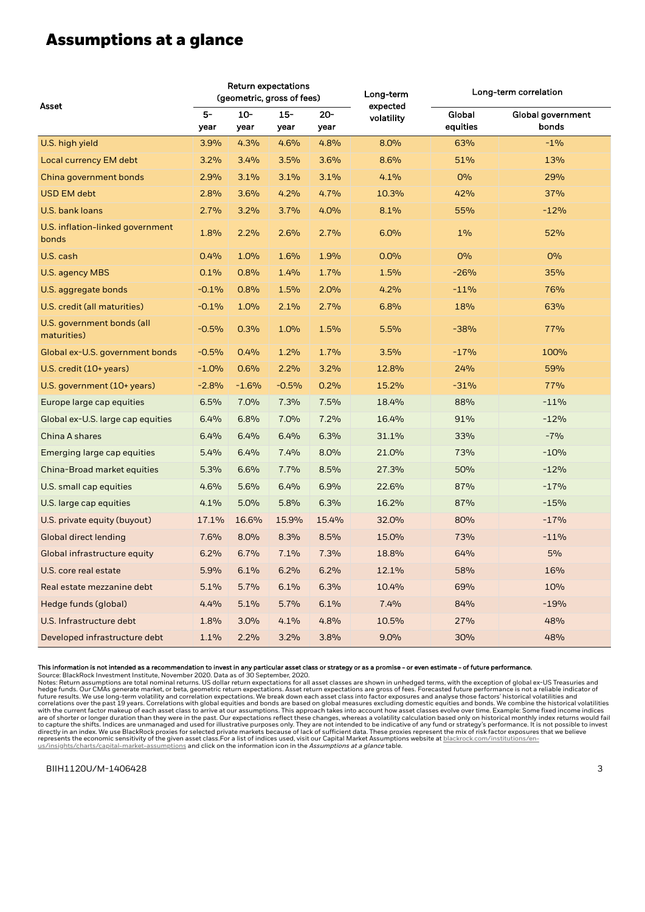# Assumptions at a glance

| Asset | Return expectations (geometric, gross of fees) | | | | Long-term expected volatility | Long-term correlation | |
|---|---|---|---|---|---|---|---|
| | 5-year | 10-year | 15-year | 20-year | | Global equities | Global government bonds |
| U.S. high yield | 3.9% | 4.3% | 4.6% | 4.8% | 8.0% | 63% | -1% |
| Local currency EM debt | 3.2% | 3.4% | 3.5% | 3.6% | 8.6% | 51% | 13% |
| China government bonds | 2.9% | 3.1% | 3.1% | 3.1% | 4.1% | 0% | 29% |
| USD EM debt | 2.8% | 3.6% | 4.2% | 4.7% | 10.3% | 42% | 37% |
| U.S. bank loans | 2.7% | 3.2% | 3.7% | 4.0% | 8.1% | 55% | -12% |
| U.S. inflation-linked government bonds | 1.8% | 2.2% | 2.6% | 2.7% | 6.0% | 1% | 52% |
| U.S. cash | 0.4% | 1.0% | 1.6% | 1.9% | 0.0% | 0% | 0% |
| U.S. agency MBS | 0.1% | 0.8% | 1.4% | 1.7% | 1.5% | -26% | 35% |
| U.S. aggregate bonds | -0.1% | 0.8% | 1.5% | 2.0% | 4.2% | -11% | 76% |
| U.S. credit (all maturities) | -0.1% | 1.0% | 2.1% | 2.7% | 6.8% | 18% | 63% |
| U.S. government bonds (all maturities) | -0.5% | 0.3% | 1.0% | 1.5% | 5.5% | -38% | 77% |
| Global ex-U.S. government bonds | -0.5% | 0.4% | 1.2% | 1.7% | 3.5% | -17% | 100% |
| U.S. credit (10+ years) | -1.0% | 0.6% | 2.2% | 3.2% | 12.8% | 24% | 59% |
| U.S. government (10+ years) | -2.8% | -1.6% | -0.5% | 0.2% | 15.2% | -31% | 77% |
| Europe large cap equities | 6.5% | 7.0% | 7.3% | 7.5% | 18.4% | 88% | -11% |
| Global ex-U.S. large cap equities | 6.4% | 6.8% | 7.0% | 7.2% | 16.4% | 91% | -12% |
| China A shares | 6.4% | 6.4% | 6.4% | 6.3% | 31.1% | 33% | -7% |
| Emerging large cap equities | 5.4% | 6.4% | 7.4% | 8.0% | 21.0% | 73% | -10% |
| China-Broad market equities | 5.3% | 6.6% | 7.7% | 8.5% | 27.3% | 50% | -12% |
| U.S. small cap equities | 4.6% | 5.6% | 6.4% | 6.9% | 22.6% | 87% | -17% |
| U.S. large cap equities | 4.1% | 5.0% | 5.8% | 6.3% | 16.2% | 87% | -15% |
| U.S. private equity (buyout) | 17.1% | 16.6% | 15.9% | 15.4% | 32.0% | 80% | -17% |
| Global direct lending | 7.6% | 8.0% | 8.3% | 8.5% | 15.0% | 73% | -11% |
| Global infrastructure equity | 6.2% | 6.7% | 7.1% | 7.3% | 18.8% | 64% | 5% |
| U.S. core real estate | 5.9% | 6.1% | 6.2% | 6.2% | 12.1% | 58% | 16% |
| Real estate mezzanine debt | 5.1% | 5.7% | 6.1% | 6.3% | 10.4% | 69% | 10% |
| Hedge funds (global) | 4.4% | 5.1% | 5.7% | 6.1% | 7.4% | 84% | -19% |
| U.S. Infrastructure debt | 1.8% | 3.0% | 4.1% | 4.8% | 10.5% | 27% | 48% |
| Developed infrastructure debt | 1.1% | 2.2% | 3.2% | 3.8% | 9.0% | 30% | 48% |

**This information is not intended as a recommendation to invest in any particular asset class or strategy or as a promise – or even estimate – of future performance.**

Source: BlackRock Investment Institute, November 2020. Data as of 30 September, 2020.

Notes: Return assumptions are total nominal returns. US dollar return expectations for all asset classes are shown in unhedged terms, with the exception of global ex-US Treasuries and hedge funds. Our CMAs generate market, or beta, geometric return expectations. Asset return expectations are gross of fees. Forecasted future performance is not a reliable indicator of future results. We use long-term volatility and correlation expectations. We break down each asset class into factor exposures and analyse those factors' historical volatilities and correlations over the past 19 years. Correlations with global equities and bonds are based on global measures excluding domestic equities and bonds. We combine the historical volatilities with the current factor makeup of each asset class to arrive at our assumptions. This approach takes into account how asset classes evolve over time. Example: Some fixed income indices are of shorter or longer duration than they were in the past. Our expectations reflect these changes, whereas a volatility calculation based only on historical monthly index returns would fail to capture the shifts. Indices are unmanaged and used for illustrative purposes only. They are not intended to be indicative of any fund or strategy's performance. It is not possible to invest directly in an index. We use BlackRock proxies for selected private markets because of lack of sufficient data. These proxies represent the mix of risk factor exposures that we believe represents the economic sensitivity of the given asset class.For a list of indices used, visit our Capital Market Assumptions website at blackrock.com/institutions/en-us/insights/charts/capital-market-assumptions and click on the information icon in the *Assumptions at a glance* table.

BIIH1120U/M-1406428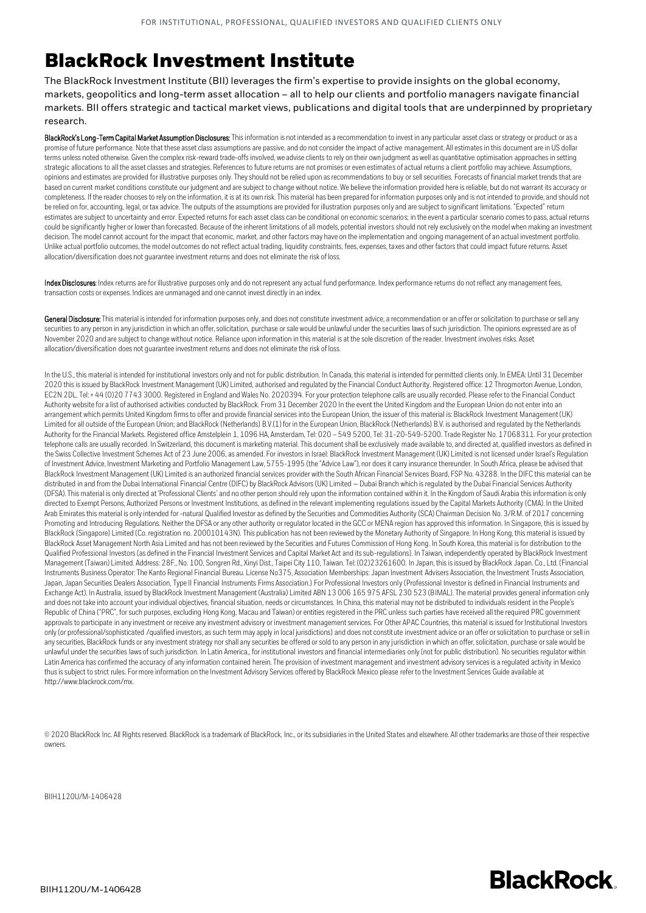# BlackRock Investment Institute

The BlackRock Investment Institute (BII) leverages the firm's expertise to provide insights on the global economy, markets, geopolitics and long-term asset allocation – all to help our clients and portfolio managers navigate financial markets. BII offers strategic and tactical market views, publications and digital tools that are underpinned by proprietary research.

**BlackRock's Long-Term Capital Market Assumption Disclosures:** This information is not intended as a recommendation to invest in any particular asset class or strategy or product or as a promise of future performance. Note that these asset class assumptions are passive, and do not consider the impact of active management. All estimates in this document are in US dollar terms unless noted otherwise. Given the complex risk-reward trade-offs involved, we advise clients to rely on their own judgment as well as quantitative optimisation approaches in setting strategic allocations to all the asset classes and strategies. References to future returns are not promises or even estimates of actual returns a client portfolio may achieve. Assumptions, opinions and estimates are provided for illustrative purposes only. They should not be relied upon as recommendations to buy or sell securities. Forecasts of financial market trends that are based on current market conditions constitute our judgment and are subject to change without notice. We believe the information provided here is reliable, but do not warrant its accuracy or completeness. If the reader chooses to rely on the information, it is at its own risk. This material has been prepared for information purposes only and is not intended to provide, and should not be relied on for, accounting, legal, or tax advice. The outputs of the assumptions are provided for illustration purposes only and are subject to significant limitations. "Expected" return estimates are subject to uncertainty and error. Expected returns for each asset class can be conditional on economic scenarios; in the event a particular scenario comes to pass, actual returns could be significantly higher or lower than forecasted. Because of the inherent limitations of all models, potential investors should not rely exclusively on the model when making an investment decision. The model cannot account for the impact that economic, market, and other factors may have on the implementation and ongoing management of an actual investment portfolio. Unlike actual portfolio outcomes, the model outcomes do not reflect actual trading, liquidity constraints, fees, expenses, taxes and other factors that could impact future returns. Asset allocation/diversification does not guarantee investment returns and does not eliminate the risk of loss.

**Index Disclosures**: Index returns are for illustrative purposes only and do not represent any actual fund performance. Index performance returns do not reflect any management fees, transaction costs or expenses. Indices are unmanaged and one cannot invest directly in an index.

**General Disclosure:** This material is intended for information purposes only, and does not constitute investment advice, a recommendation or an offer or solicitation to purchase or sell any securities to any person in any jurisdiction in which an offer, solicitation, purchase or sale would be unlawful under the securities laws of such jurisdiction. The opinions expressed are as of November 2020 and are subject to change without notice. Reliance upon information in this material is at the sole discretion of the reader. Investment involves risks. Asset allocation/diversification does not guarantee investment returns and does not eliminate the risk of loss.

In the U.S., this material is intended for institutional investors only and not for public distribution. In Canada, this material is intended for permitted clients only. In EMEA: Until 31 December 2020 this is issued by BlackRock Investment Management (UK) Limited, authorised and regulated by the Financial Conduct Authority. Registered office: 12 Throgmorton Avenue, London, EC2N 2DL. Tel: + 44 (0)20 7743 3000. Registered in England and Wales No. 2020394. For your protection telephone calls are usually recorded. Please refer to the Financial Conduct Authority website for a list of authorised activities conducted by BlackRock. From 31 December 2020 In the event the United Kingdom and the European Union do not enter into an arrangement which permits United Kingdom firms to offer and provide financial services into the European Union, the issuer of this material is: BlackRock Investment Management (UK) Limited for all outside of the European Union; and BlackRock (Netherlands) B.V.(1) for in the European Union, BlackRock (Netherlands) B.V. is authorised and regulated by the Netherlands Authority for the Financial Markets. Registered office Amstelplein 1, 1096 HA, Amsterdam, Tel: 020 – 549 5200, Tel: 31-20-549-5200. Trade Register No. 17068311. For your protection telephone calls are usually recorded. In Switzerland, this document is marketing material. This document shall be exclusively made available to, and directed at, qualified investors as defined in the Swiss Collective Investment Schemes Act of 23 June 2006, as amended. For investors in Israel: BlackRock Investment Management (UK) Limited is not licensed under Israel's Regulation of Investment Advice, Investment Marketing and Portfolio Management Law, 5755-1995 (the "Advice Law"), nor does it carry insurance thereunder. In South Africa, please be advised that BlackRock Investment Management (UK) Limited is an authorized financial services provider with the South African Financial Services Board, FSP No. 43288. In the DIFC this material can be distributed in and from the Dubai International Financial Centre (DIFC) by BlackRock Advisors (UK) Limited — Dubai Branch which is regulated by the Dubai Financial Services Authority (DFSA). This material is only directed at 'Professional Clients' and no other person should rely upon the information contained within it. In the Kingdom of Saudi Arabia this information is only directed to Exempt Persons, Authorized Persons or Investment Institutions, as defined in the relevant implementing regulations issued by the Capital Markets Authority (CMA). In the United Arab Emirates this material is only intended for -natural Qualified Investor as defined by the Securities and Commodities Authority (SCA) Chairman Decision No. 3/R.M. of 2017 concerning Promoting and Introducing Regulations. Neither the DFSA or any other authority or regulator located in the GCC or MENA region has approved this information. In Singapore, this is issued by BlackRock (Singapore) Limited (Co. registration no. 200010143N). This publication has not been reviewed by the Monetary Authority of Singapore. In Hong Kong, this material is issued by BlackRock Asset Management North Asia Limited and has not been reviewed by the Securities and Futures Commission of Hong Kong. In South Korea, this material is for distribution to the Qualified Professional Investors (as defined in the Financial Investment Services and Capital Market Act and its sub-regulations). In Taiwan, independently operated by BlackRock Investment Management (Taiwan) Limited. Address: 28F., No. 100, Songren Rd., Xinyi Dist., Taipei City 110, Taiwan. Tel: (02)23261600. In Japan, this is issued by BlackRock Japan. Co., Ltd. (Financial Instruments Business Operator: The Kanto Regional Financial Bureau. License No375, Association Memberships: Japan Investment Advisers Association, the Investment Trusts Association, Japan, Japan Securities Dealers Association, Type II Financial Instruments Firms Association.) For Professional Investors only (Professional Investor is defined in Financial Instruments and Exchange Act). In Australia, issued by BlackRock Investment Management (Australia) Limited ABN 13 006 165 975 AFSL 230 523 (BIMAL). The material provides general information only and does not take into account your individual objectives, financial situation, needs or circumstances. In China, this material may not be distributed to individuals resident in the People's Republic of China ("PRC", for such purposes, excluding Hong Kong, Macau and Taiwan) or entities registered in the PRC unless such parties have received all the required PRC government approvals to participate in any investment or receive any investment advisory or investment management services. For Other APAC Countries, this material is issued for Institutional Investors only (or professional/sophisticated /qualified investors, as such term may apply in local jurisdictions) and does not constitute investment advice or an offer or solicitation to purchase or sell in any securities, BlackRock funds or any investment strategy nor shall any securities be offered or sold to any person in any jurisdiction in which an offer, solicitation, purchase or sale would be unlawful under the securities laws of such jurisdiction. In Latin America,, for institutional investors and financial intermediaries only (not for public distribution). No securities regulator within Latin America has confirmed the accuracy of any information contained herein. The provision of investment management and investment advisory services is a regulated activity in Mexico thus is subject to strict rules. For more information on the Investment Advisory Services offered by BlackRock Mexico please refer to the Investment Services Guide available at http://www.blackrock.com/mx.

© 2020 BlackRock Inc. All Rights reserved. BlackRock is a trademark of BlackRock, Inc., or its subsidiaries in the United States and elsewhere. All other trademarks are those of their respective owners.

BIIH1120U/M-1406428

**BlackRock.**